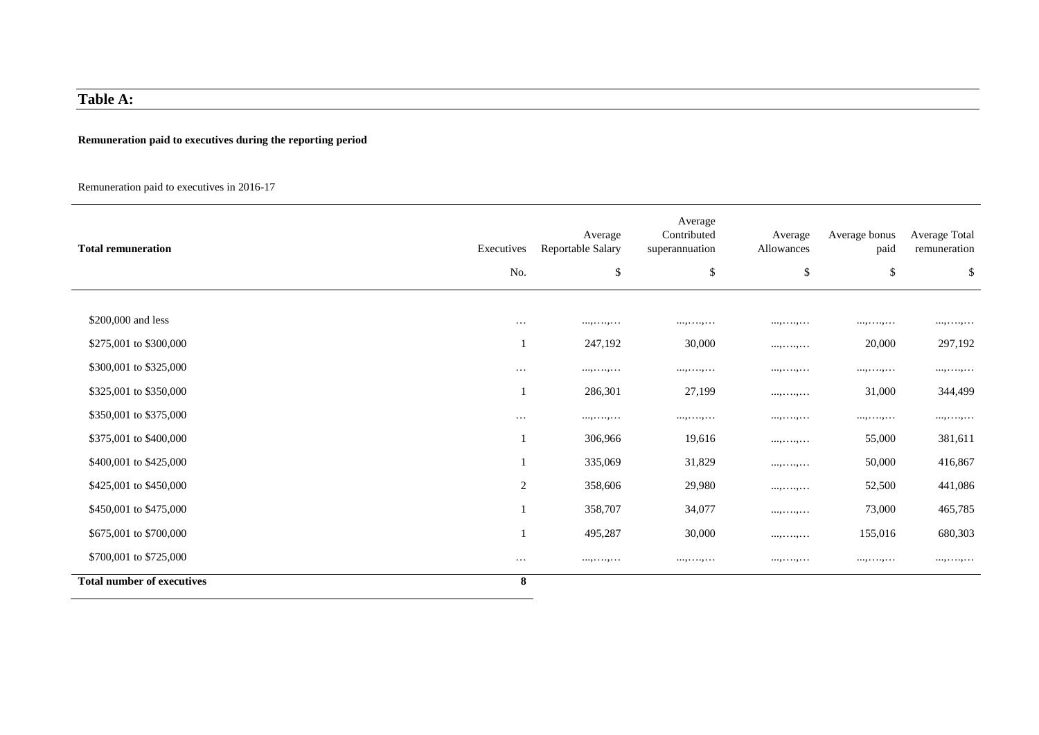## Table A:

**Remuneration paid to executives during the reporting period**

Remuneration paid to executives in 2016-17

| Total remuneration | Executives | Average Reportable Salary | Average Contributed superannuation | Average Allowances | Average bonus paid | Average Total remuneration |
|---|---|---|---|---|---|---|
| | No. | $ | $ | $ | $ | $ |
| $200,000 and less | … | ...,….,… | ...,….,… | ...,….,… | ...,….,… | ...,….,… |
| $275,001 to $300,000 | 1 | 247,192 | 30,000 | ...,….,… | 20,000 | 297,192 |
| $300,001 to $325,000 | … | ...,….,… | ...,….,… | ...,….,… | ...,….,… | ...,….,… |
| $325,001 to $350,000 | 1 | 286,301 | 27,199 | ...,….,… | 31,000 | 344,499 |
| $350,001 to $375,000 | … | ...,….,… | ...,….,… | ...,….,… | ...,….,… | ...,….,… |
| $375,001 to $400,000 | 1 | 306,966 | 19,616 | ...,….,… | 55,000 | 381,611 |
| $400,001 to $425,000 | 1 | 335,069 | 31,829 | ...,….,… | 50,000 | 416,867 |
| $425,001 to $450,000 | 2 | 358,606 | 29,980 | ...,….,… | 52,500 | 441,086 |
| $450,001 to $475,000 | 1 | 358,707 | 34,077 | ...,….,… | 73,000 | 465,785 |
| $675,001 to $700,000 | 1 | 495,287 | 30,000 | ...,….,… | 155,016 | 680,303 |
| $700,001 to $725,000 | … | ...,….,… | ...,….,… | ...,….,… | ...,….,… | ...,….,… |
| **Total number of executives** | **8** | | | | | |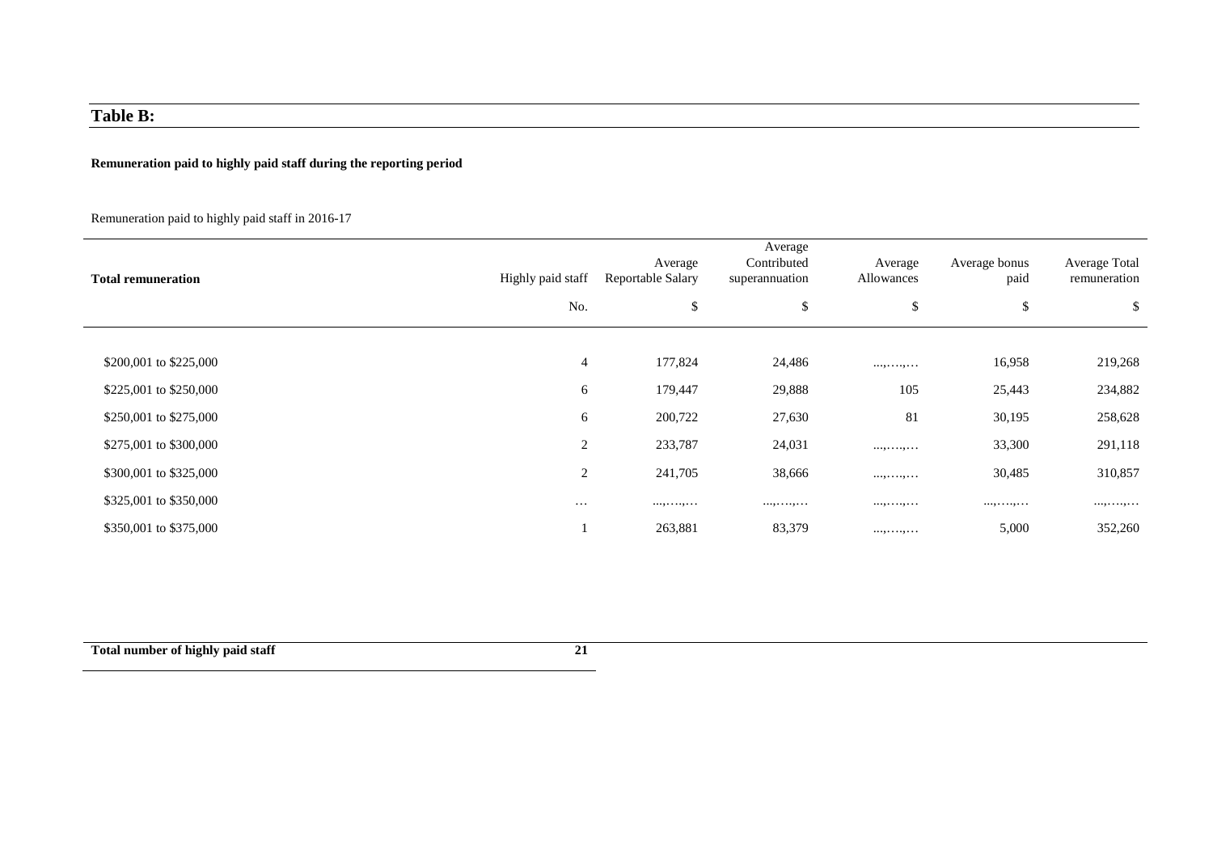## Table B:

**Remuneration paid to highly paid staff during the reporting period**

Remuneration paid to highly paid staff in 2016-17

| Total remuneration | Highly paid staff | Average Reportable Salary | Average Contributed superannuation | Average Allowances | Average bonus paid | Average Total remuneration |
|---|---|---|---|---|---|---|
| | No. | $ | $ | $ | $ | $ |
| $200,001 to $225,000 | 4 | 177,824 | 24,486 | ...,….,… | 16,958 | 219,268 |
| $225,001 to $250,000 | 6 | 179,447 | 29,888 | 105 | 25,443 | 234,882 |
| $250,001 to $275,000 | 6 | 200,722 | 27,630 | 81 | 30,195 | 258,628 |
| $275,001 to $300,000 | 2 | 233,787 | 24,031 | ...,….,… | 33,300 | 291,118 |
| $300,001 to $325,000 | 2 | 241,705 | 38,666 | ...,….,… | 30,485 | 310,857 |
| $325,001 to $350,000 | … | ...,….,… | ...,….,… | ...,….,… | ...,….,… | ...,….,… |
| $350,001 to $375,000 | 1 | 263,881 | 83,379 | ...,….,… | 5,000 | 352,260 |

| | |
|---|---|
| **Total number of highly paid staff** | **21** |